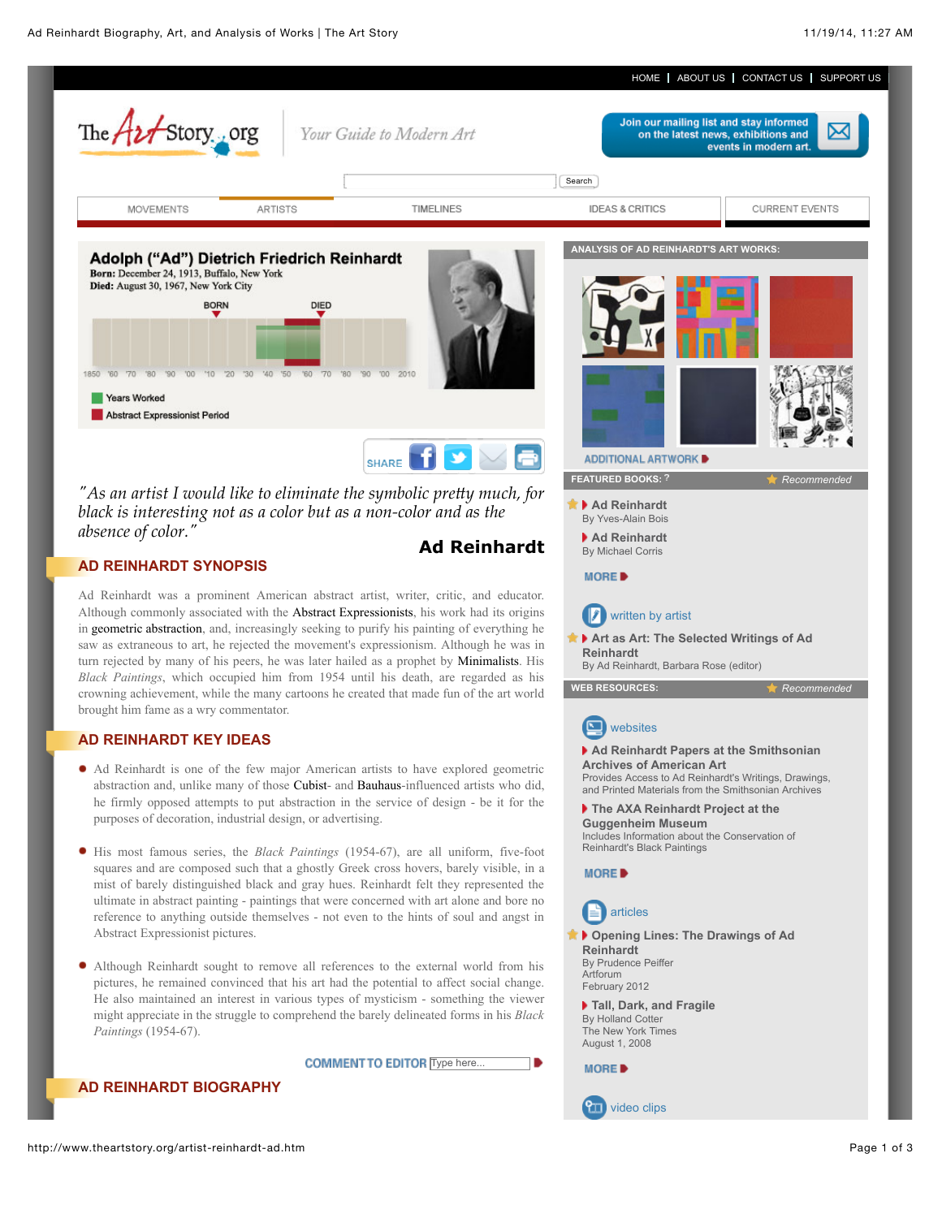HOME | ABOUT US | CONTACT US | SUPPORT US

The Art Story .org — Your Guide to Modern Art

Join our mailing list and stay informed on the latest news, exhibitions and events in modern art.

MOVEMENTS | ARTISTS | TIMELINES | IDEAS & CRITICS | CURRENT EVENTS

# Adolph ("Ad") Dietrich Friedrich Reinhardt

**Born:** December 24, 1913, Buffalo, New York
**Died:** August 30, 1967, New York City

BORN — DIED

1850 '60 '70 '80 '90 '00 '10 '20 '30 '40 '50 '60 '70 '80 '90 '00 2010

Years Worked
Abstract Expressionist Period

SHARE

*"As an artist I would like to eliminate the symbolic pretty much, for black is interesting not as a color but as a non-color and as the absence of color."*

**Ad Reinhardt**

## AD REINHARDT SYNOPSIS

Ad Reinhardt was a prominent American abstract artist, writer, critic, and educator. Although commonly associated with the Abstract Expressionists, his work had its origins in geometric abstraction, and, increasingly seeking to purify his painting of everything he saw as extraneous to art, he rejected the movement's expressionism. Although he was in turn rejected by many of his peers, he was later hailed as a prophet by Minimalists. His *Black Paintings*, which occupied him from 1954 until his death, are regarded as his crowning achievement, while the many cartoons he created that made fun of the art world brought him fame as a wry commentator.

## AD REINHARDT KEY IDEAS

- Ad Reinhardt is one of the few major American artists to have explored geometric abstraction and, unlike many of those Cubist- and Bauhaus-influenced artists who did, he firmly opposed attempts to put abstraction in the service of design - be it for the purposes of decoration, industrial design, or advertising.
- His most famous series, the *Black Paintings* (1954-67), are all uniform, five-foot squares and are composed such that a ghostly Greek cross hovers, barely visible, in a mist of barely distinguished black and gray hues. Reinhardt felt they represented the ultimate in abstract painting - paintings that were concerned with art alone and bore no reference to anything outside themselves - not even to the hints of soul and angst in Abstract Expressionist pictures.
- Although Reinhardt sought to remove all references to the external world from his pictures, he remained convinced that his art had the potential to affect social change. He also maintained an interest in various types of mysticism - something the viewer might appreciate in the struggle to comprehend the barely delineated forms in his *Black Paintings* (1954-67).

COMMENT TO EDITOR

## AD REINHARDT BIOGRAPHY

---

### ANALYSIS OF AD REINHARDT'S ART WORKS:

ADDITIONAL ARTWORK

### FEATURED BOOKS:

Recommended

- **Ad Reinhardt** — By Yves-Alain Bois
- **Ad Reinhardt** — By Michael Corris

MORE

written by artist

- **Art as Art: The Selected Writings of Ad Reinhardt** — By Ad Reinhardt, Barbara Rose (editor)

### WEB RESOURCES:

Recommended

websites

- **Ad Reinhardt Papers at the Smithsonian Archives of American Art** — Provides Access to Ad Reinhardt's Writings, Drawings, and Printed Materials from the Smithsonian Archives
- **The AXA Reinhardt Project at the Guggenheim Museum** — Includes Information about the Conservation of Reinhardt's Black Paintings

MORE

articles

- **Opening Lines: The Drawings of Ad Reinhardt** — By Prudence Peiffer, Artforum, February 2012
- **Tall, Dark, and Fragile** — By Holland Cotter, The New York Times, August 1, 2008

MORE

video clips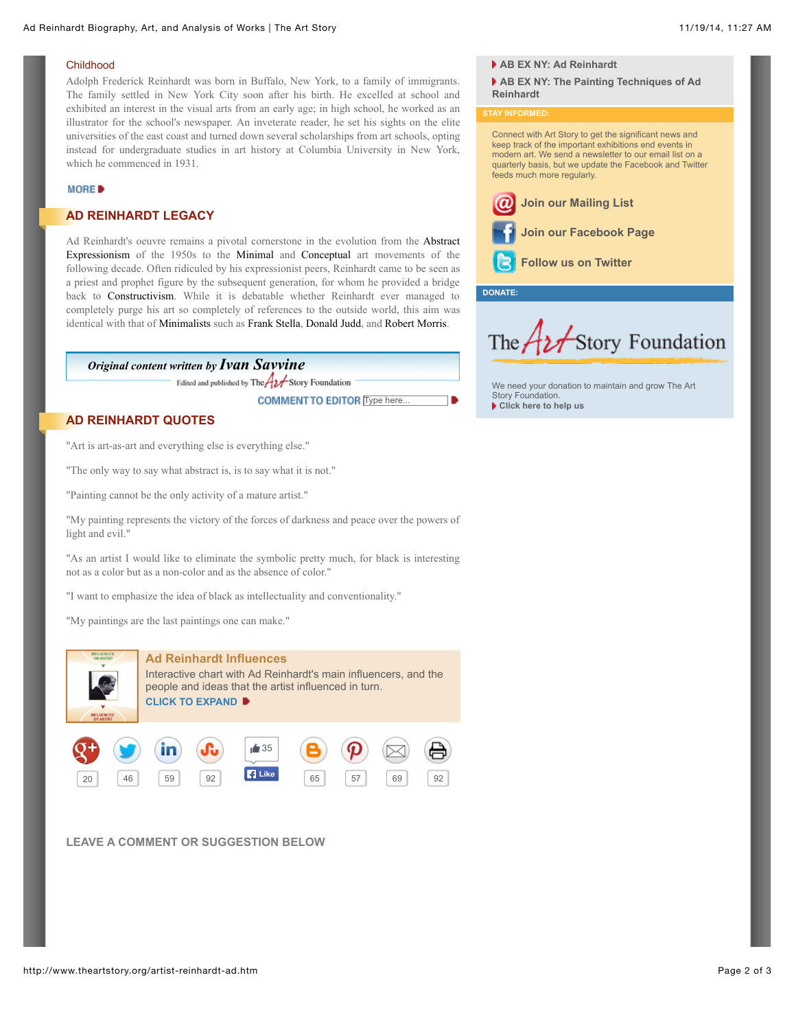### Childhood

Adolph Frederick Reinhardt was born in Buffalo, New York, to a family of immigrants. The family settled in New York City soon after his birth. He excelled at school and exhibited an interest in the visual arts from an early age; in high school, he worked as an illustrator for the school's newspaper. An inveterate reader, he set his sights on the elite universities of the east coast and turned down several scholarships from art schools, opting instead for undergraduate studies in art history at Columbia University in New York, which he commenced in 1931.

MORE

## AD REINHARDT LEGACY

Ad Reinhardt's oeuvre remains a pivotal cornerstone in the evolution from the Abstract Expressionism of the 1950s to the Minimal and Conceptual art movements of the following decade. Often ridiculed by his expressionist peers, Reinhardt came to be seen as a priest and prophet figure by the subsequent generation, for whom he provided a bridge back to Constructivism. While it is debatable whether Reinhardt ever managed to completely purge his art so completely of references to the outside world, this aim was identical with that of Minimalists such as Frank Stella, Donald Judd, and Robert Morris.

*Original content written by* ***Ivan Savvine***

Edited and published by The Art Story Foundation

COMMENT TO EDITOR

## AD REINHARDT QUOTES

"Art is art-as-art and everything else is everything else."

"The only way to say what abstract is, is to say what it is not."

"Painting cannot be the only activity of a mature artist."

"My painting represents the victory of the forces of darkness and peace over the powers of light and evil."

"As an artist I would like to eliminate the symbolic pretty much, for black is interesting not as a color but as a non-color and as the absence of color."

"I want to emphasize the idea of black as intellectuality and conventionality."

"My paintings are the last paintings one can make."

### Ad Reinhardt Influences

Interactive chart with Ad Reinhardt's main influencers, and the people and ideas that the artist influenced in turn.

CLICK TO EXPAND

20 46 59 92 35 Like 65 57 69 92

LEAVE A COMMENT OR SUGGESTION BELOW

- AB EX NY: Ad Reinhardt
- AB EX NY: The Painting Techniques of Ad Reinhardt

**STAY INFORMED:**

Connect with Art Story to get the significant news and keep track of the important exhibitions end events in modern art. We send a newsletter to our email list on a quarterly basis, but we update the Facebook and Twitter feeds much more regularly.

- Join our Mailing List
- Join our Facebook Page
- Follow us on Twitter

**DONATE:**

The Art Story Foundation

We need your donation to maintain and grow The Art Story Foundation.

- Click here to help us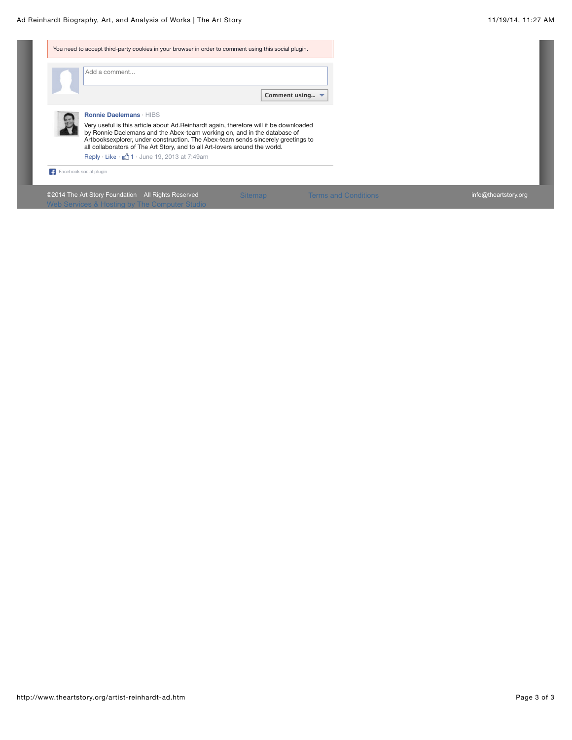You need to accept third-party cookies in your browser in order to comment using this social plugin.

Add a comment...

Comment using...

**Ronnie Daelemans** · HIBS

Very useful is this article about Ad.Reinhardt again, therefore will it be downloaded by Ronnie Daelemans and the Abex-team working on, and in the database of Artbooksexplorer, under construction. The Abex-team sends sincerely greetings to all collaborators of The Art Story, and to all Art-lovers around the world.

Reply · Like · 1 · June 19, 2013 at 7:49am

Facebook social plugin

©2014 The Art Story Foundation All Rights Reserved
Web Services & Hosting by The Computer Studio

Sitemap

Terms and Conditions

info@theartstory.org